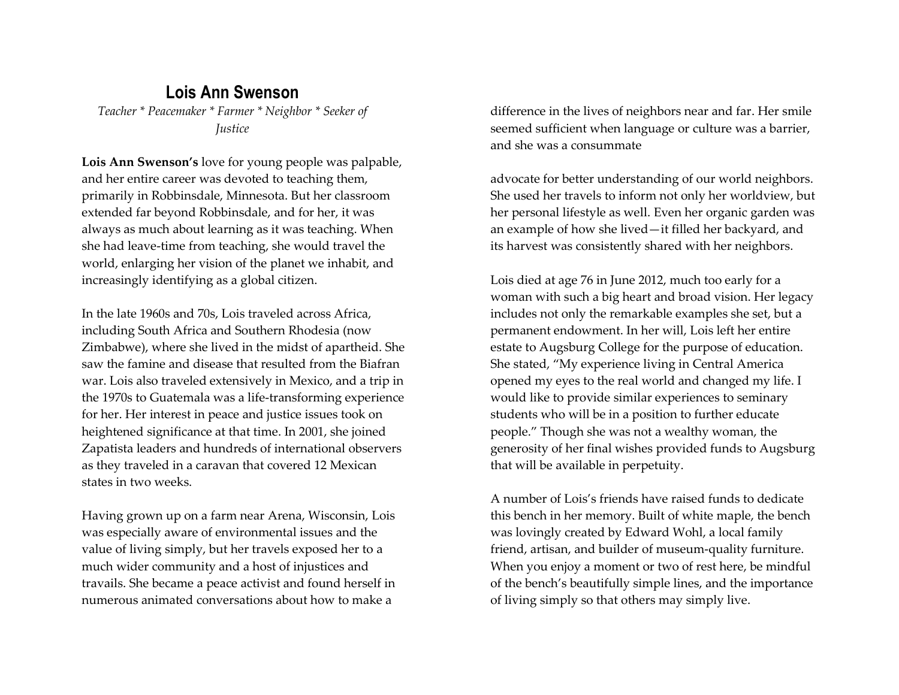# Lois Ann Swenson

*Teacher * Peacemaker * Farmer * Neighbor * Seeker of Justice*

**Lois Ann Swenson's** love for young people was palpable, and her entire career was devoted to teaching them, primarily in Robbinsdale, Minnesota. But her classroom extended far beyond Robbinsdale, and for her, it was always as much about learning as it was teaching. When she had leave-time from teaching, she would travel the world, enlarging her vision of the planet we inhabit, and increasingly identifying as a global citizen.

In the late 1960s and 70s, Lois traveled across Africa, including South Africa and Southern Rhodesia (now Zimbabwe), where she lived in the midst of apartheid. She saw the famine and disease that resulted from the Biafran war. Lois also traveled extensively in Mexico, and a trip in the 1970s to Guatemala was a life-transforming experience for her. Her interest in peace and justice issues took on heightened significance at that time. In 2001, she joined Zapatista leaders and hundreds of international observers as they traveled in a caravan that covered 12 Mexican states in two weeks.

Having grown up on a farm near Arena, Wisconsin, Lois was especially aware of environmental issues and the value of living simply, but her travels exposed her to a much wider community and a host of injustices and travails. She became a peace activist and found herself in numerous animated conversations about how to make a difference in the lives of neighbors near and far. Her smile seemed sufficient when language or culture was a barrier, and she was a consummate advocate for better understanding of our world neighbors. She used her travels to inform not only her worldview, but her personal lifestyle as well. Even her organic garden was an example of how she lived—it filled her backyard, and its harvest was consistently shared with her neighbors.

Lois died at age 76 in June 2012, much too early for a woman with such a big heart and broad vision. Her legacy includes not only the remarkable examples she set, but a permanent endowment. In her will, Lois left her entire estate to Augsburg College for the purpose of education. She stated, "My experience living in Central America opened my eyes to the real world and changed my life. I would like to provide similar experiences to seminary students who will be in a position to further educate people." Though she was not a wealthy woman, the generosity of her final wishes provided funds to Augsburg that will be available in perpetuity.

A number of Lois's friends have raised funds to dedicate this bench in her memory. Built of white maple, the bench was lovingly created by Edward Wohl, a local family friend, artisan, and builder of museum-quality furniture. When you enjoy a moment or two of rest here, be mindful of the bench's beautifully simple lines, and the importance of living simply so that others may simply live.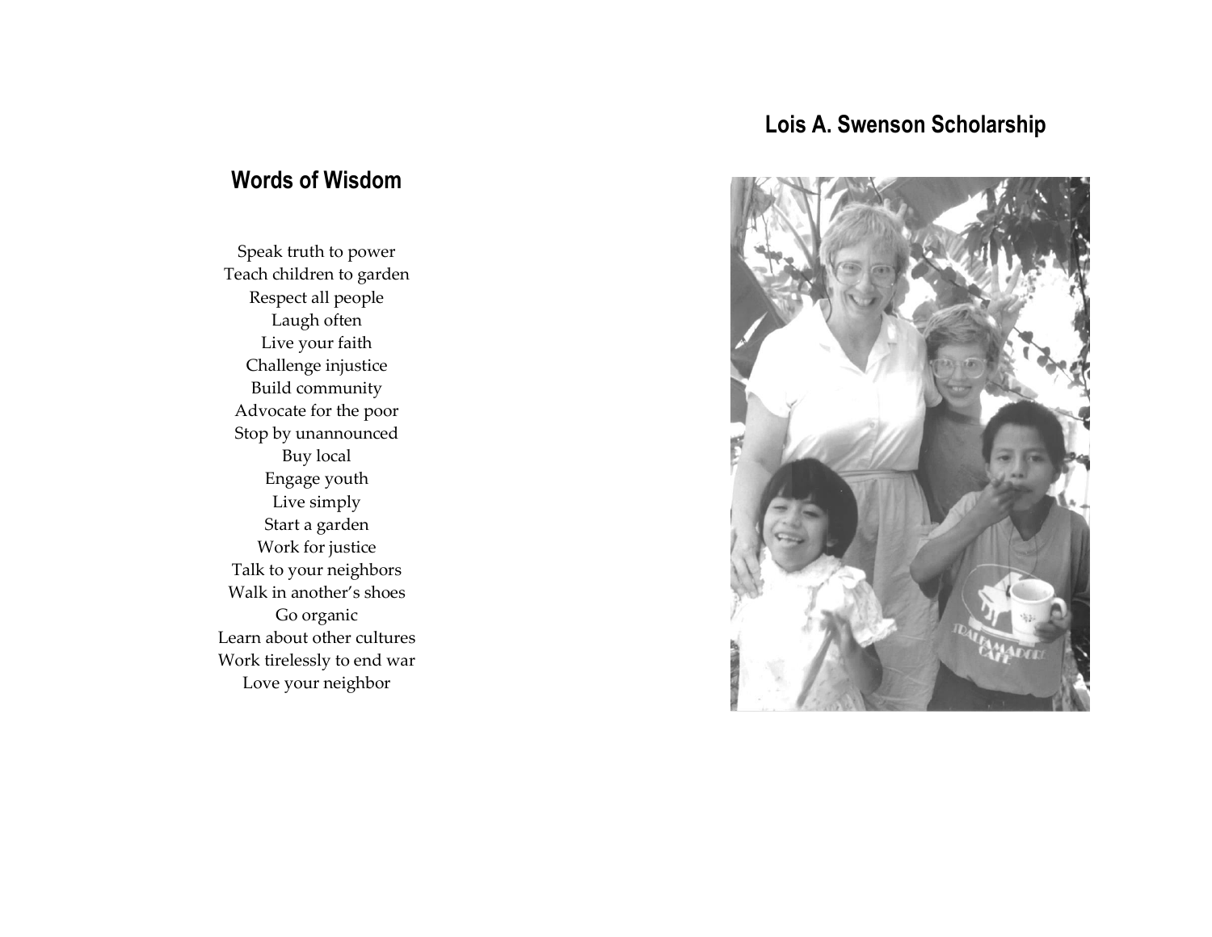## Words of Wisdom

Speak truth to power
Teach children to garden
Respect all people
Laugh often
Live your faith
Challenge injustice
Build community
Advocate for the poor
Stop by unannounced
Buy local
Engage youth
Live simply
Start a garden
Work for justice
Talk to your neighbors
Walk in another's shoes
Go organic
Learn about other cultures
Work tirelessly to end war
Love your neighbor

## Lois A. Swenson Scholarship